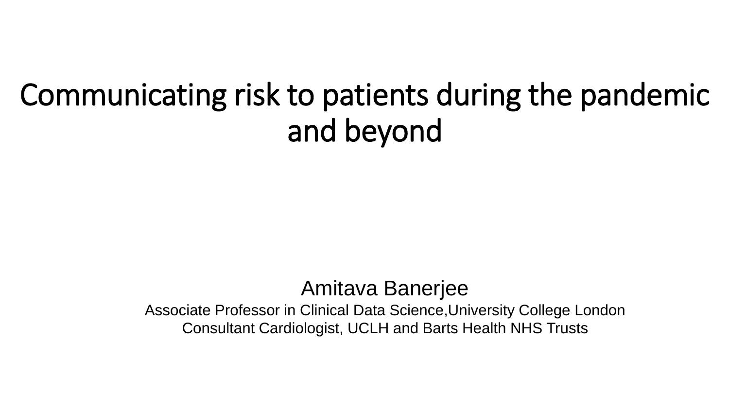# Communicating risk to patients during the pandemic and beyond

Amitava Banerjee

Associate Professor in Clinical Data Science,University College London

Consultant Cardiologist, UCLH and Barts Health NHS Trusts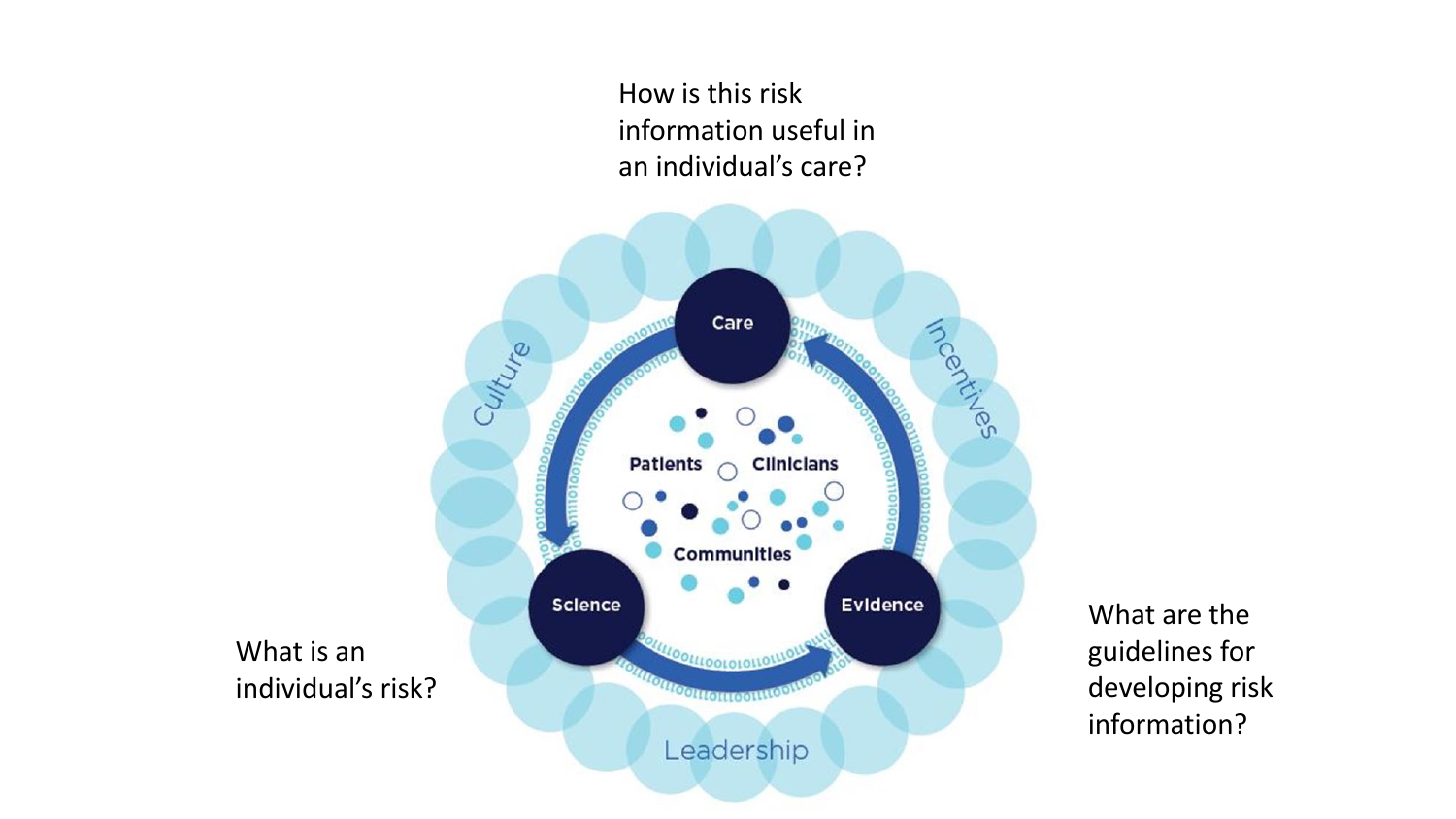How is this risk information useful in an individual's care?

Care

Culture

Incentives

Patients

Clinicians

Communities

Science

Evidence

Leadership

What is an individual's risk?

What are the guidelines for developing risk information?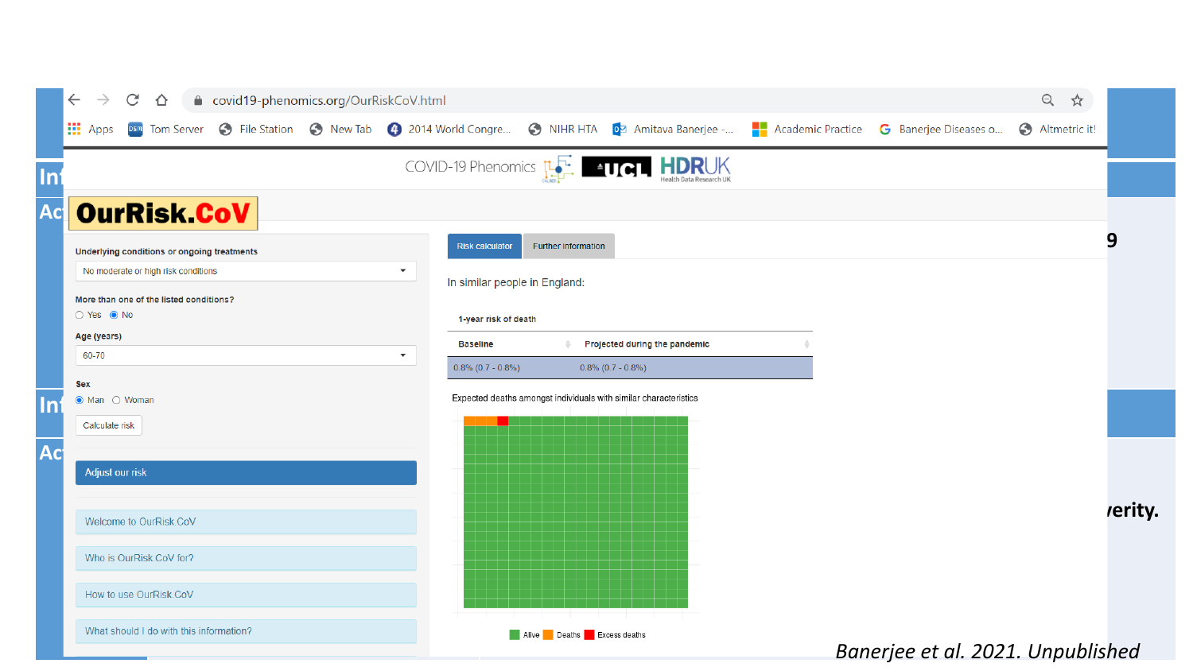covid19-phenomics.org/OurRiskCoV.html

COVID-19 Phenomics | UCL | HDRUK Health Data Research UK

# OurRisk.CoV

**Underlying conditions or ongoing treatments**

No moderate or high risk conditions

**More than one of the listed conditions?**

○ Yes ● No

**Age (years)**

60-70

**Sex**

● Man ○ Woman

Calculate risk

Adjust our risk

Welcome to OurRisk.CoV

Who is OurRisk.CoV for?

How to use OurRisk.CoV

What should I do with this information?

Risk calculator | Further information

In similar people in England:

| 1-year risk of death | |
|---|---|
| **Baseline** | **Projected during the pandemic** |
| 0.8% (0.7 - 0.8%) | 0.8% (0.7 - 0.8%) |

Expected deaths amongst individuals with similar characteristics

Alive | Deaths | Excess deaths

*Banerjee et al. 2021. Unpublished*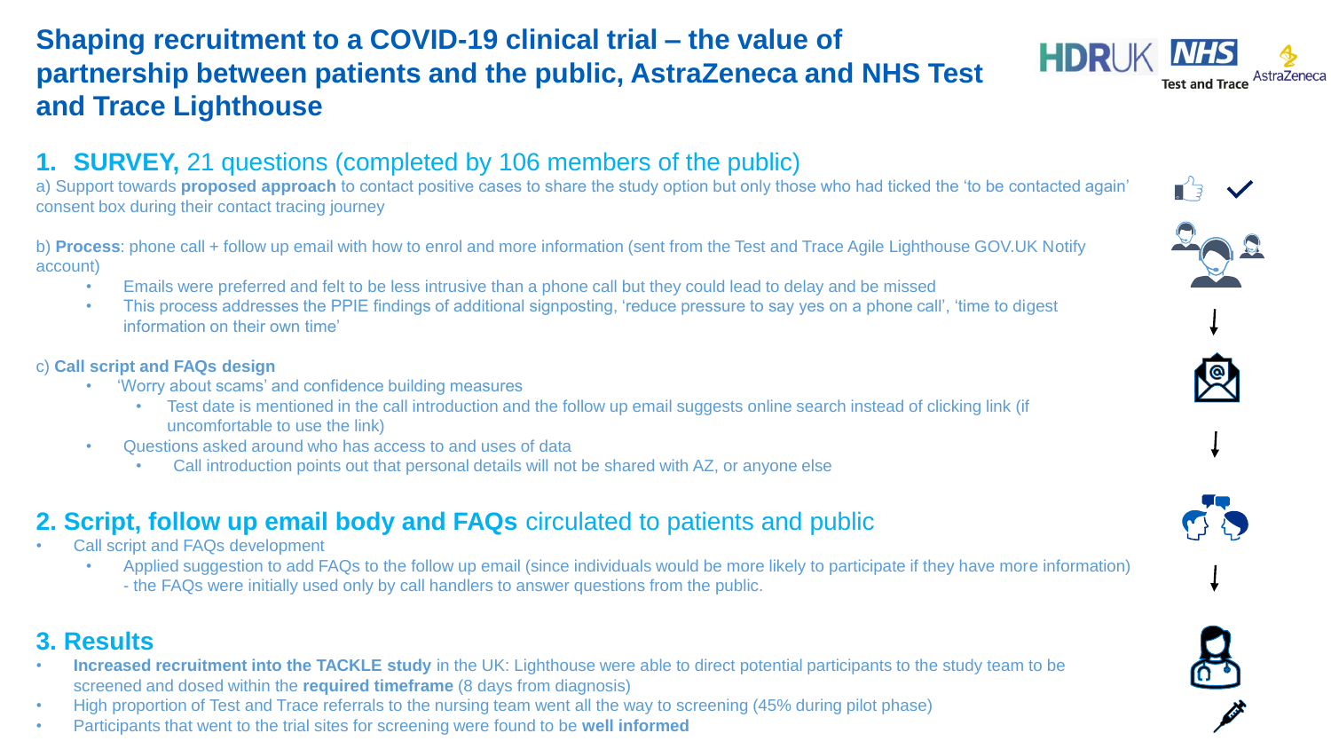# Shaping recruitment to a COVID-19 clinical trial – the value of partnership between patients and the public, AstraZeneca and NHS Test and Trace Lighthouse

## 1. SURVEY, 21 questions (completed by 106 members of the public)

a) Support towards **proposed approach** to contact positive cases to share the study option but only those who had ticked the 'to be contacted again' consent box during their contact tracing journey

b) **Process**: phone call + follow up email with how to enrol and more information (sent from the Test and Trace Agile Lighthouse GOV.UK Notify account)

- Emails were preferred and felt to be less intrusive than a phone call but they could lead to delay and be missed
- This process addresses the PPIE findings of additional signposting, 'reduce pressure to say yes on a phone call', 'time to digest information on their own time'

c) **Call script and FAQs design**

- 'Worry about scams' and confidence building measures
  - Test date is mentioned in the call introduction and the follow up email suggests online search instead of clicking link (if uncomfortable to use the link)
- Questions asked around who has access to and uses of data
  - Call introduction points out that personal details will not be shared with AZ, or anyone else

## 2. Script, follow up email body and FAQs circulated to patients and public

- Call script and FAQs development
  - Applied suggestion to add FAQs to the follow up email (since individuals would be more likely to participate if they have more information) - the FAQs were initially used only by call handlers to answer questions from the public.

## 3. Results

- **Increased recruitment into the TACKLE study** in the UK: Lighthouse were able to direct potential participants to the study team to be screened and dosed within the **required timeframe** (8 days from diagnosis)
- High proportion of Test and Trace referrals to the nursing team went all the way to screening (45% during pilot phase)
- Participants that went to the trial sites for screening were found to be **well informed**